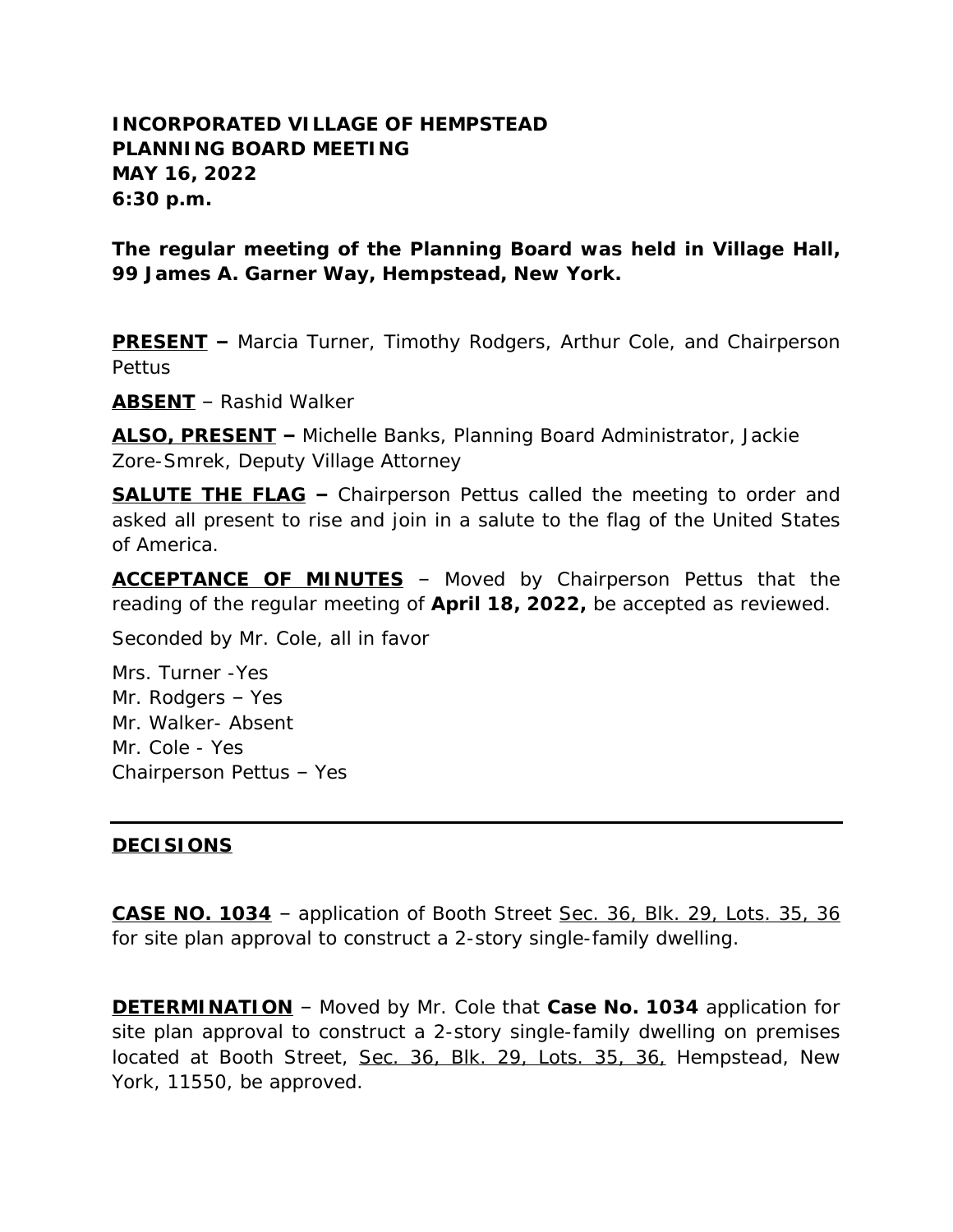**INCORPORATED VILLAGE OF HEMPSTEAD**
**PLANNING BOARD MEETING**
**MAY 16, 2022**
**6:30 p.m.**

**The regular meeting of the Planning Board was held in Village Hall, 99 James A. Garner Way, Hempstead, New York.**

**PRESENT –** Marcia Turner, Timothy Rodgers, Arthur Cole, and Chairperson Pettus

**ABSENT** – Rashid Walker

**ALSO, PRESENT –** Michelle Banks, Planning Board Administrator, Jackie Zore-Smrek, Deputy Village Attorney

**SALUTE THE FLAG –** Chairperson Pettus called the meeting to order and asked all present to rise and join in a salute to the flag of the United States of America.

**ACCEPTANCE OF MINUTES** – Moved by Chairperson Pettus that the reading of the regular meeting of **April 18, 2022,** be accepted as reviewed.

Seconded by Mr. Cole, all in favor

Mrs. Turner -Yes
Mr. Rodgers – Yes
Mr. Walker- Absent
Mr. Cole - Yes
Chairperson Pettus – Yes

---

**DECISIONS**

**CASE NO. 1034** – application of Booth Street Sec. 36, Blk. 29, Lots. 35, 36 for site plan approval to construct a 2-story single-family dwelling.

**DETERMINATION** – Moved by Mr. Cole that **Case No. 1034** application for site plan approval to construct a 2-story single-family dwelling on premises located at Booth Street, Sec. 36, Blk. 29, Lots. 35, 36, Hempstead, New York, 11550, be approved.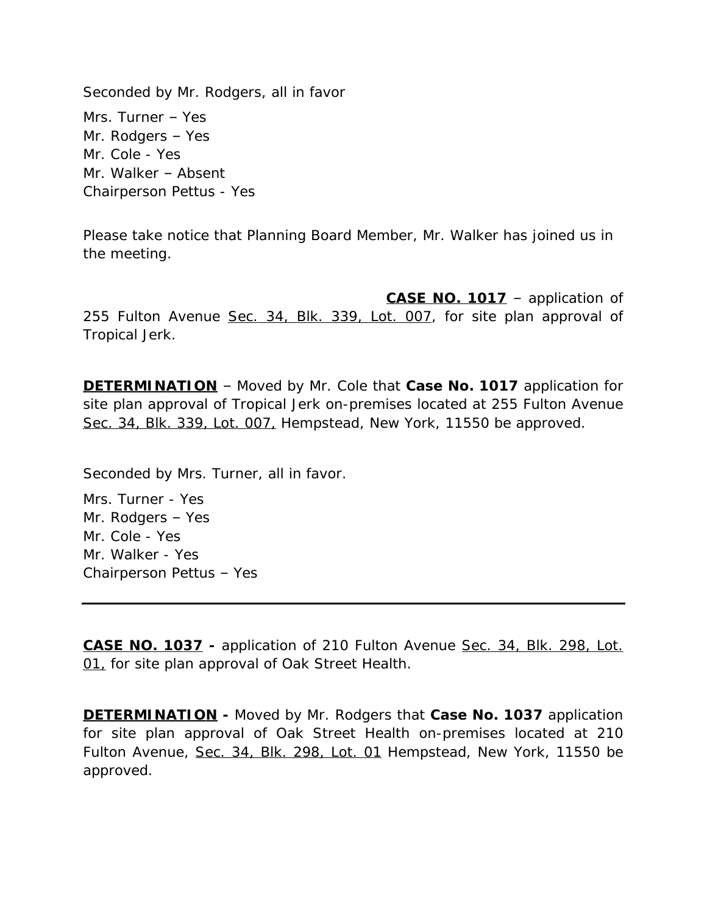Seconded by Mr. Rodgers, all in favor

Mrs. Turner – Yes
Mr. Rodgers – Yes
Mr. Cole - Yes
Mr. Walker – Absent
Chairperson Pettus - Yes

Please take notice that Planning Board Member, Mr. Walker has joined us in the meeting.

**CASE NO. 1017** – application of 255 Fulton Avenue Sec. 34, Blk. 339, Lot. 007, for site plan approval of Tropical Jerk.

**DETERMINATION** – Moved by Mr. Cole that **Case No. 1017** application for site plan approval of Tropical Jerk on-premises located at 255 Fulton Avenue Sec. 34, Blk. 339, Lot. 007, Hempstead, New York, 11550 be approved.

Seconded by Mrs. Turner, all in favor.

Mrs. Turner - Yes
Mr. Rodgers – Yes
Mr. Cole - Yes
Mr. Walker - Yes
Chairperson Pettus – Yes

---

**CASE NO. 1037 -** application of 210 Fulton Avenue Sec. 34, Blk. 298, Lot. 01, for site plan approval of Oak Street Health.

**DETERMINATION -** Moved by Mr. Rodgers that **Case No. 1037** application for site plan approval of Oak Street Health on-premises located at 210 Fulton Avenue, Sec. 34, Blk. 298, Lot. 01 Hempstead, New York, 11550 be approved.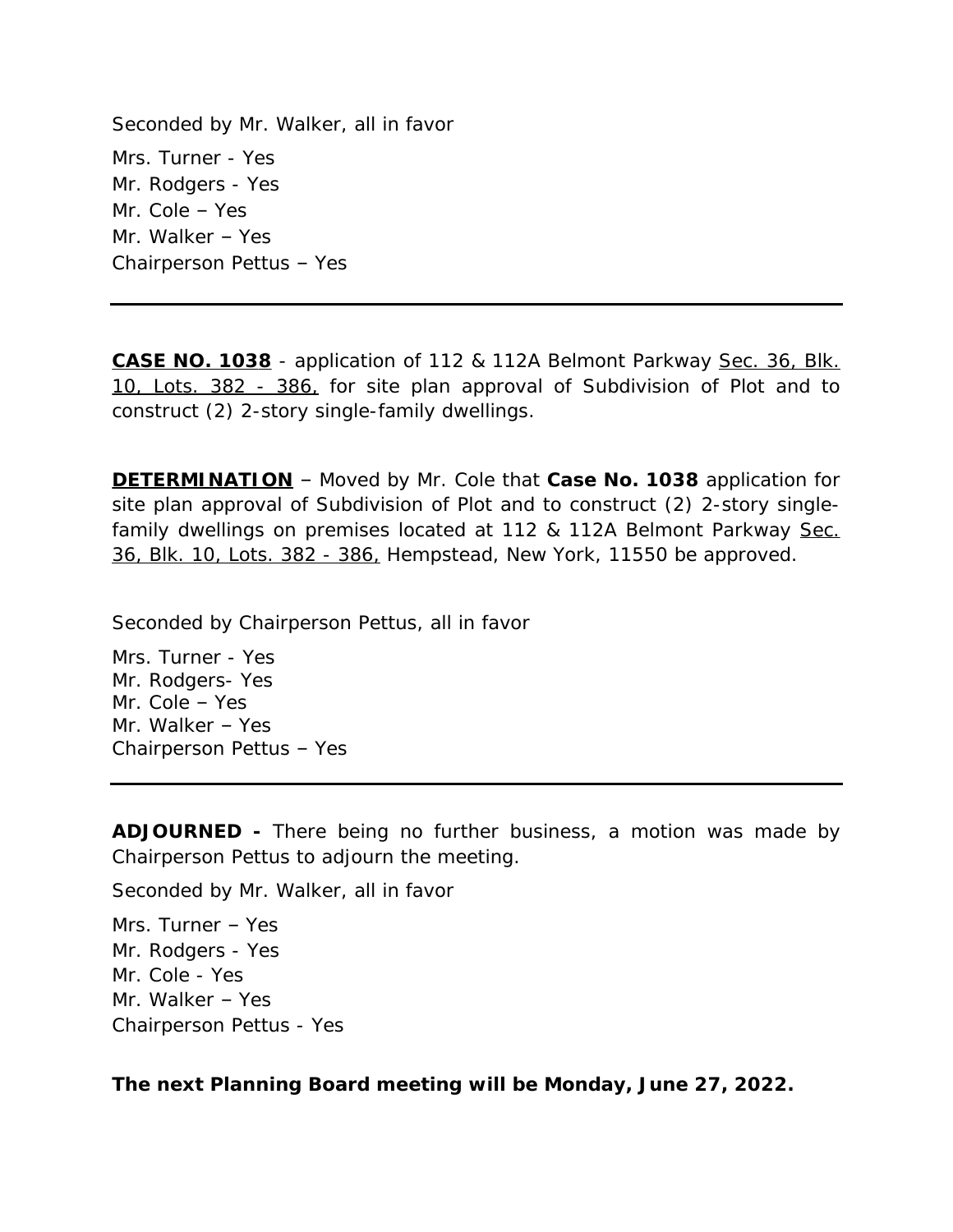Seconded by Mr. Walker, all in favor

Mrs. Turner - Yes
Mr. Rodgers - Yes
Mr. Cole – Yes
Mr. Walker – Yes
Chairperson Pettus – Yes

---

**CASE NO. 1038** - application of 112 & 112A Belmont Parkway Sec. 36, Blk. 10, Lots. 382 - 386, for site plan approval of Subdivision of Plot and to construct (2) 2-story single-family dwellings.

**DETERMINATION** – Moved by Mr. Cole that **Case No. 1038** application for site plan approval of Subdivision of Plot and to construct (2) 2-story single-family dwellings on premises located at 112 & 112A Belmont Parkway Sec. 36, Blk. 10, Lots. 382 - 386, Hempstead, New York, 11550 be approved.

Seconded by Chairperson Pettus, all in favor

Mrs. Turner - Yes
Mr. Rodgers- Yes
Mr. Cole – Yes
Mr. Walker – Yes
Chairperson Pettus – Yes

---

**ADJOURNED -** There being no further business, a motion was made by Chairperson Pettus to adjourn the meeting.

Seconded by Mr. Walker, all in favor

Mrs. Turner – Yes
Mr. Rodgers - Yes
Mr. Cole - Yes
Mr. Walker – Yes
Chairperson Pettus - Yes

**The next Planning Board meeting will be Monday, June 27, 2022.**